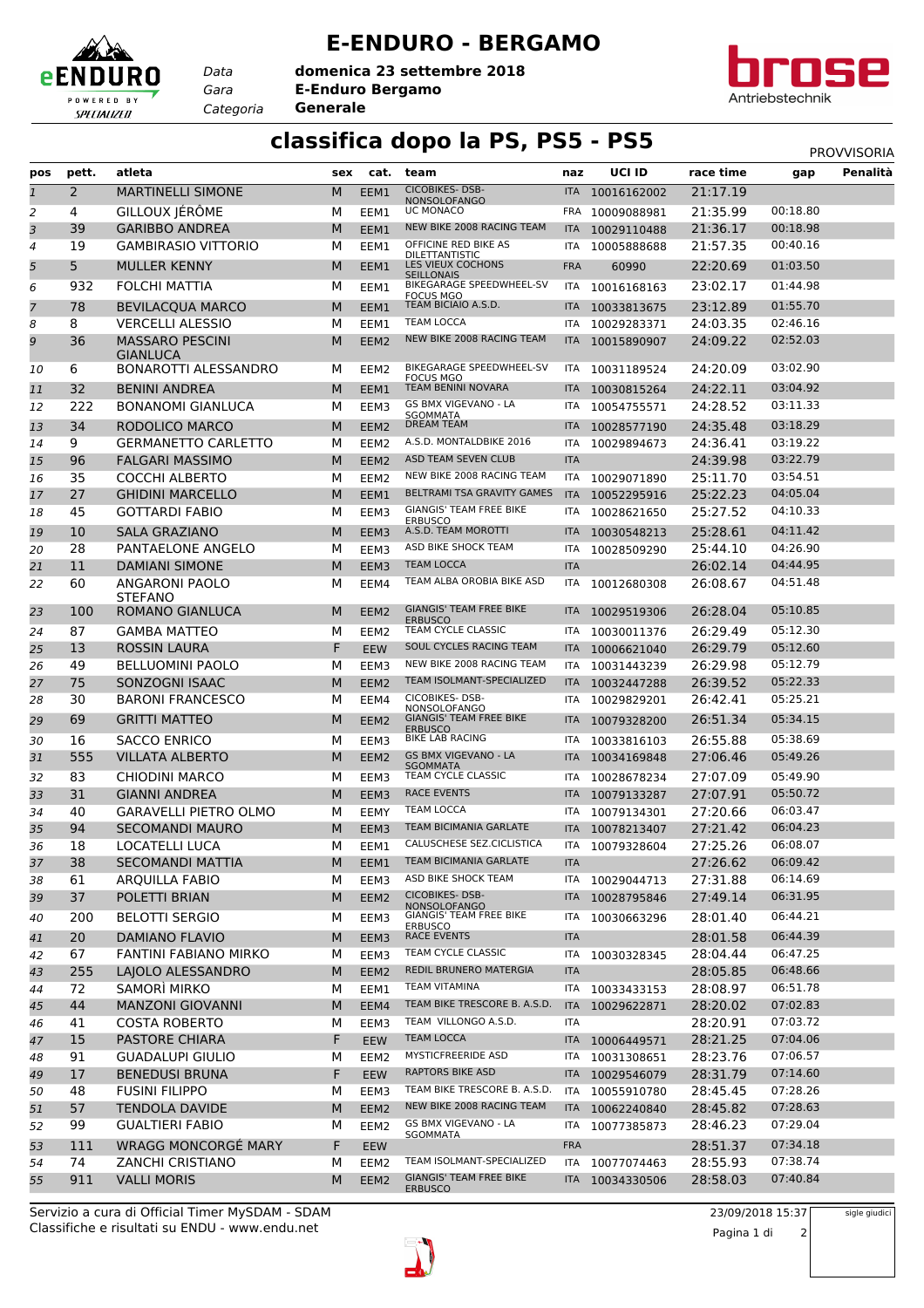# E-ENDURO - BERGAMO

Data **domenica 23 settembre 2018**
Gara **E-Enduro Bergamo**
Categoria **Generale**

## classifica dopo la PS, PS5 - PS5

PROVVISORIA

| pos | pett. | atleta | sex | cat. | team | naz | UCI ID | race time | gap | Penalità |
|---|---|---|---|---|---|---|---|---|---|---|
| 1 | 2 | MARTINELLI SIMONE | M | EEM1 | CICOBIKES- DSB-NONSOLOFANGO | ITA | 10016162002 | 21:17.19 | | |
| 2 | 4 | GILLOUX JÉRÔME | M | EEM1 | UC MONACO | FRA | 10009088981 | 21:35.99 | 00:18.80 | |
| 3 | 39 | GARIBBO ANDREA | M | EEM1 | NEW BIKE 2008 RACING TEAM | ITA | 10029110488 | 21:36.17 | 00:18.98 | |
| 4 | 19 | GAMBIRASIO VITTORIO | M | EEM1 | OFFICINE RED BIKE AS DILETTANTISTIC | ITA | 10005888688 | 21:57.35 | 00:40.16 | |
| 5 | 5 | MULLER KENNY | M | EEM1 | LES VIEUX COCHONS SEILLONAIS | FRA | 60990 | 22:20.69 | 01:03.50 | |
| 6 | 932 | FOLCHI MATTIA | M | EEM1 | BIKEGARAGE SPEEDWHEEL-SV FOCUS MGO | ITA | 10016168163 | 23:02.17 | 01:44.98 | |
| 7 | 78 | BEVILACQUA MARCO | M | EEM1 | TEAM BICIAIO A.S.D. | ITA | 10033813675 | 23:12.89 | 01:55.70 | |
| 8 | 8 | VERCELLI ALESSIO | M | EEM1 | TEAM LOCCA | ITA | 10029283371 | 24:03.35 | 02:46.16 | |
| 9 | 36 | MASSARO PESCINI GIANLUCA | M | EEM2 | NEW BIKE 2008 RACING TEAM | ITA | 10015890907 | 24:09.22 | 02:52.03 | |
| 10 | 6 | BONAROTTI ALESSANDRO | M | EEM2 | BIKEGARAGE SPEEDWHEEL-SV FOCUS MGO | ITA | 10031189524 | 24:20.09 | 03:02.90 | |
| 11 | 32 | BENINI ANDREA | M | EEM1 | TEAM BENINI NOVARA | ITA | 10030815264 | 24:22.11 | 03:04.92 | |
| 12 | 222 | BONANOMI GIANLUCA | M | EEM3 | GS BMX VIGEVANO - LA SGOMMATA | ITA | 10054755571 | 24:28.52 | 03:11.33 | |
| 13 | 34 | RODOLICO MARCO | M | EEM2 | DREAM TEAM | ITA | 10028577190 | 24:35.48 | 03:18.29 | |
| 14 | 9 | GERMANETTO CARLETTO | M | EEM2 | A.S.D. MONTALDBIKE 2016 | ITA | 10029894673 | 24:36.41 | 03:19.22 | |
| 15 | 96 | FALGARI MASSIMO | M | EEM2 | ASD TEAM SEVEN CLUB | ITA | | 24:39.98 | 03:22.79 | |
| 16 | 35 | COCCHI ALBERTO | M | EEM2 | NEW BIKE 2008 RACING TEAM | ITA | 10029071890 | 25:11.70 | 03:54.51 | |
| 17 | 27 | GHIDINI MARCELLO | M | EEM1 | BELTRAMI TSA GRAVITY GAMES | ITA | 10052295916 | 25:22.23 | 04:05.04 | |
| 18 | 45 | GOTTARDI FABIO | M | EEM3 | GIANGIS' TEAM FREE BIKE ERBUSCO | ITA | 10028621650 | 25:27.52 | 04:10.33 | |
| 19 | 10 | SALA GRAZIANO | M | EEM3 | A.S.D. TEAM MOROTTI | ITA | 10030548213 | 25:28.61 | 04:11.42 | |
| 20 | 28 | PANTAELONE ANGELO | M | EEM3 | ASD BIKE SHOCK TEAM | ITA | 10028509290 | 25:44.10 | 04:26.90 | |
| 21 | 11 | DAMIANI SIMONE | M | EEM3 | TEAM LOCCA | ITA | | 26:02.14 | 04:44.95 | |
| 22 | 60 | ANGARONI PAOLO STEFANO | M | EEM4 | TEAM ALBA OROBIA BIKE ASD | ITA | 10012680308 | 26:08.67 | 04:51.48 | |
| 23 | 100 | ROMANO GIANLUCA | M | EEM2 | GIANGIS' TEAM FREE BIKE ERBUSCO | ITA | 10029519306 | 26:28.04 | 05:10.85 | |
| 24 | 87 | GAMBA MATTEO | M | EEM2 | TEAM CYCLE CLASSIC | ITA | 10030011376 | 26:29.49 | 05:12.30 | |
| 25 | 13 | ROSSIN LAURA | F | EEW | SOUL CYCLES RACING TEAM | ITA | 10006621040 | 26:29.79 | 05:12.60 | |
| 26 | 49 | BELLUOMINI PAOLO | M | EEM3 | NEW BIKE 2008 RACING TEAM | ITA | 10031443239 | 26:29.98 | 05:12.79 | |
| 27 | 75 | SONZOGNI ISAAC | M | EEM2 | TEAM ISOLMANT-SPECIALIZED | ITA | 10032447288 | 26:39.52 | 05:22.33 | |
| 28 | 30 | BARONI FRANCESCO | M | EEM4 | CICOBIKES- DSB-NONSOLOFANGO | ITA | 10029829201 | 26:42.41 | 05:25.21 | |
| 29 | 69 | GRITTI MATTEO | M | EEM2 | GIANGIS' TEAM FREE BIKE ERBUSCO | ITA | 10079328200 | 26:51.34 | 05:34.15 | |
| 30 | 16 | SACCO ENRICO | M | EEM3 | BIKE LAB RACING | ITA | 10033816103 | 26:55.88 | 05:38.69 | |
| 31 | 555 | VILLATA ALBERTO | M | EEM2 | GS BMX VIGEVANO - LA SGOMMATA | ITA | 10034169848 | 27:06.46 | 05:49.26 | |
| 32 | 83 | CHIODINI MARCO | M | EEM3 | TEAM CYCLE CLASSIC | ITA | 10028678234 | 27:07.09 | 05:49.90 | |
| 33 | 31 | GIANNI ANDREA | M | EEM3 | RACE EVENTS | ITA | 10079133287 | 27:07.91 | 05:50.72 | |
| 34 | 40 | GARAVELLI PIETRO OLMO | M | EEMY | TEAM LOCCA | ITA | 10079134301 | 27:20.66 | 06:03.47 | |
| 35 | 94 | SECOMANDI MAURO | M | EEM3 | TEAM BICIMANIA GARLATE | ITA | 10078213407 | 27:21.42 | 06:04.23 | |
| 36 | 18 | LOCATELLI LUCA | M | EEM1 | CALUSCHESE SEZ.CICLISTICA | ITA | 10079328604 | 27:25.26 | 06:08.07 | |
| 37 | 38 | SECOMANDI MATTIA | M | EEM1 | TEAM BICIMANIA GARLATE | ITA | | 27:26.62 | 06:09.42 | |
| 38 | 61 | ARQUILLA FABIO | M | EEM3 | ASD BIKE SHOCK TEAM | ITA | 10029044713 | 27:31.88 | 06:14.69 | |
| 39 | 37 | POLETTI BRIAN | M | EEM2 | CICOBIKES- DSB-NONSOLOFANGO | ITA | 10028795846 | 27:49.14 | 06:31.95 | |
| 40 | 200 | BELOTTI SERGIO | M | EEM3 | GIANGIS' TEAM FREE BIKE ERBUSCO | ITA | 10030663296 | 28:01.40 | 06:44.21 | |
| 41 | 20 | DAMIANO FLAVIO | M | EEM3 | RACE EVENTS | ITA | | 28:01.58 | 06:44.39 | |
| 42 | 67 | FANTINI FABIANO MIRKO | M | EEM3 | TEAM CYCLE CLASSIC | ITA | 10030328345 | 28:04.44 | 06:47.25 | |
| 43 | 255 | LAJOLO ALESSANDRO | M | EEM2 | REDIL BRUNERO MATERGIA | ITA | | 28:05.85 | 06:48.66 | |
| 44 | 72 | SAMORÌ MIRKO | M | EEM1 | TEAM VITAMINA | ITA | 10033433153 | 28:08.97 | 06:51.78 | |
| 45 | 44 | MANZONI GIOVANNI | M | EEM4 | TEAM BIKE TRESCORE B. A.S.D. | ITA | 10029622871 | 28:20.02 | 07:02.83 | |
| 46 | 41 | COSTA ROBERTO | M | EEM3 | TEAM VILLONGO A.S.D. | ITA | | 28:20.91 | 07:03.72 | |
| 47 | 15 | PASTORE CHIARA | F | EEW | TEAM LOCCA | ITA | 10006449571 | 28:21.25 | 07:04.06 | |
| 48 | 91 | GUADALUPI GIULIO | M | EEM2 | MYSTICFREERIDE ASD | ITA | 10031308651 | 28:23.76 | 07:06.57 | |
| 49 | 17 | BENEDUSI BRUNA | F | EEW | RAPTORS BIKE ASD | ITA | 10029546079 | 28:31.79 | 07:14.60 | |
| 50 | 48 | FUSINI FILIPPO | M | EEM3 | TEAM BIKE TRESCORE B. A.S.D. | ITA | 10055910780 | 28:45.45 | 07:28.26 | |
| 51 | 57 | TENDOLA DAVIDE | M | EEM2 | NEW BIKE 2008 RACING TEAM | ITA | 10062240840 | 28:45.82 | 07:28.63 | |
| 52 | 99 | GUALTIERI FABIO | M | EEM2 | GS BMX VIGEVANO - LA SGOMMATA | ITA | 10077385873 | 28:46.23 | 07:29.04 | |
| 53 | 111 | WRAGG MONCORGÉ MARY | F | EEW | | FRA | | 28:51.37 | 07:34.18 | |
| 54 | 74 | ZANCHI CRISTIANO | M | EEM2 | TEAM ISOLMANT-SPECIALIZED | ITA | 10077074463 | 28:55.93 | 07:38.74 | |
| 55 | 911 | VALLI MORIS | M | EEM2 | GIANGIS' TEAM FREE BIKE ERBUSCO | ITA | 10034330506 | 28:58.03 | 07:40.84 | |

Servizio a cura di Official Timer MySDAM - SDAM
Classifiche e risultati su ENDU - www.endu.net

23/09/2018 15:37

sigle giudici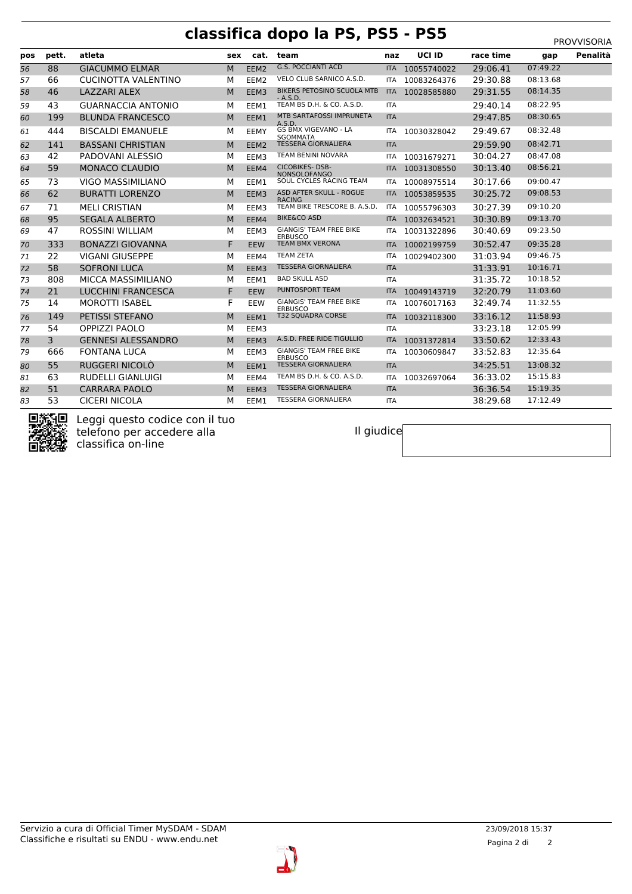# classifica dopo la PS, PS5 - PS5

PROVVISORIA

| pos | pett. | atleta | sex | cat. | team | naz | UCI ID | race time | gap | Penalità |
|---|---|---|---|---|---|---|---|---|---|---|
| 56 | 88 | GIACUMMO ELMAR | M | EEM2 | G.S. POCCIANTI ACD | ITA | 10055740022 | 29:06.41 | 07:49.22 | |
| 57 | 66 | CUCINOTTA VALENTINO | M | EEM2 | VELO CLUB SARNICO A.S.D. | ITA | 10083264376 | 29:30.88 | 08:13.68 | |
| 58 | 46 | LAZZARI ALEX | M | EEM3 | BIKERS PETOSINO SCUOLA MTB - A.S.D. | ITA | 10028585880 | 29:31.55 | 08:14.35 | |
| 59 | 43 | GUARNACCIA ANTONIO | M | EEM1 | TEAM BS D.H. & CO. A.S.D. | ITA | | 29:40.14 | 08:22.95 | |
| 60 | 199 | BLUNDA FRANCESCO | M | EEM1 | MTB SARTAFOSSI IMPRUNETA A.S.D. | ITA | | 29:47.85 | 08:30.65 | |
| 61 | 444 | BISCALDI EMANUELE | M | EEMY | GS BMX VIGEVANO - LA SGOMMATA | ITA | 10030328042 | 29:49.67 | 08:32.48 | |
| 62 | 141 | BASSANI CHRISTIAN | M | EEM2 | TESSERA GIORNALIERA | ITA | | 29:59.90 | 08:42.71 | |
| 63 | 42 | PADOVANI ALESSIO | M | EEM3 | TEAM BENINI NOVARA | ITA | 10031679271 | 30:04.27 | 08:47.08 | |
| 64 | 59 | MONACO CLAUDIO | M | EEM4 | CICOBIKES- DSB-NONSOLOFANGO | ITA | 10031308550 | 30:13.40 | 08:56.21 | |
| 65 | 73 | VIGO MASSIMILIANO | M | EEM1 | SOUL CYCLES RACING TEAM | ITA | 10008975514 | 30:17.66 | 09:00.47 | |
| 66 | 62 | BURATTI LORENZO | M | EEM3 | ASD AFTER SKULL - ROGUE RACING | ITA | 10053859535 | 30:25.72 | 09:08.53 | |
| 67 | 71 | MELI CRISTIAN | M | EEM3 | TEAM BIKE TRESCORE B. A.S.D. | ITA | 10055796303 | 30:27.39 | 09:10.20 | |
| 68 | 95 | SEGALA ALBERTO | M | EEM4 | BIKE&CO ASD | ITA | 10032634521 | 30:30.89 | 09:13.70 | |
| 69 | 47 | ROSSINI WILLIAM | M | EEM3 | GIANGIS' TEAM FREE BIKE ERBUSCO | ITA | 10031322896 | 30:40.69 | 09:23.50 | |
| 70 | 333 | BONAZZI GIOVANNA | F | EEW | TEAM BMX VERONA | ITA | 10002199759 | 30:52.47 | 09:35.28 | |
| 71 | 22 | VIGANI GIUSEPPE | M | EEM4 | TEAM ZETA | ITA | 10029402300 | 31:03.94 | 09:46.75 | |
| 72 | 58 | SOFRONI LUCA | M | EEM3 | TESSERA GIORNALIERA | ITA | | 31:33.91 | 10:16.71 | |
| 73 | 808 | MICCA MASSIMILIANO | M | EEM1 | BAD SKULL ASD | ITA | | 31:35.72 | 10:18.52 | |
| 74 | 21 | LUCCHINI FRANCESCA | F | EEW | PUNTOSPORT TEAM | ITA | 10049143719 | 32:20.79 | 11:03.60 | |
| 75 | 14 | MOROTTI ISABEL | F | EEW | GIANGIS' TEAM FREE BIKE ERBUSCO | ITA | 10076017163 | 32:49.74 | 11:32.55 | |
| 76 | 149 | PETISSI STEFANO | M | EEM1 | T32 SQUADRA CORSE | ITA | 10032118300 | 33:16.12 | 11:58.93 | |
| 77 | 54 | OPPIZZI PAOLO | M | EEM3 | | ITA | | 33:23.18 | 12:05.99 | |
| 78 | 3 | GENNESI ALESSANDRO | M | EEM3 | A.S.D. FREE RIDE TIGULLIO | ITA | 10031372814 | 33:50.62 | 12:33.43 | |
| 79 | 666 | FONTANA LUCA | M | EEM3 | GIANGIS' TEAM FREE BIKE ERBUSCO | ITA | 10030609847 | 33:52.83 | 12:35.64 | |
| 80 | 55 | RUGGERI NICOLÒ | M | EEM1 | TESSERA GIORNALIERA | ITA | | 34:25.51 | 13:08.32 | |
| 81 | 63 | RUDELLI GIANLUIGI | M | EEM4 | TEAM BS D.H. & CO. A.S.D. | ITA | 10032697064 | 36:33.02 | 15:15.83 | |
| 82 | 51 | CARRARA PAOLO | M | EEM3 | TESSERA GIORNALIERA | ITA | | 36:36.54 | 15:19.35 | |
| 83 | 53 | CICERI NICOLA | M | EEM1 | TESSERA GIORNALIERA | ITA | | 38:29.68 | 17:12.49 | |

Leggi questo codice con il tuo telefono per accedere alla classifica on-line

Il giudice

Servizio a cura di Official Timer MySDAM - SDAM
Classifiche e risultati su ENDU - www.endu.net

23/09/2018 15:37